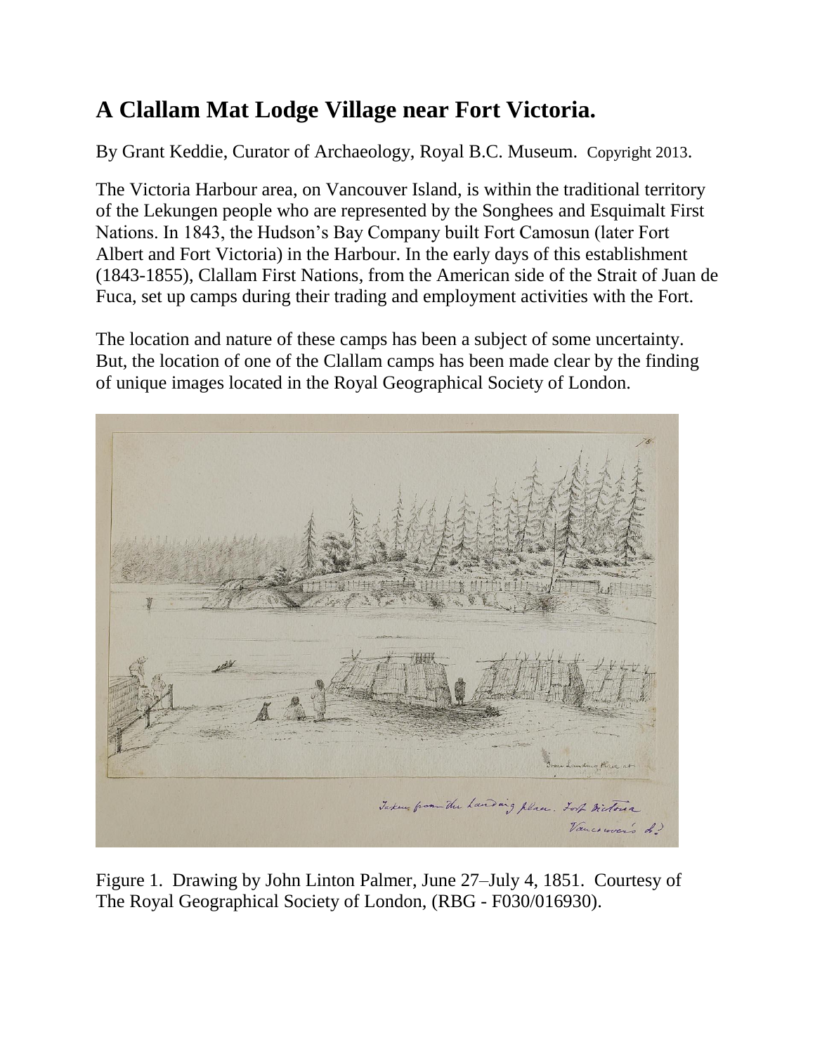# A Clallam Mat Lodge Village near Fort Victoria.

By Grant Keddie, Curator of Archaeology, Royal B.C. Museum. Copyright 2013.

The Victoria Harbour area, on Vancouver Island, is within the traditional territory of the Lekungen people who are represented by the Songhees and Esquimalt First Nations. In 1843, the Hudson's Bay Company built Fort Camosun (later Fort Albert and Fort Victoria) in the Harbour. In the early days of this establishment (1843-1855), Clallam First Nations, from the American side of the Strait of Juan de Fuca, set up camps during their trading and employment activities with the Fort.

The location and nature of these camps has been a subject of some uncertainty. But, the location of one of the Clallam camps has been made clear by the finding of unique images located in the Royal Geographical Society of London.

Figure 1. Drawing by John Linton Palmer, June 27–July 4, 1851. Courtesy of The Royal Geographical Society of London, (RBG - F030/016930).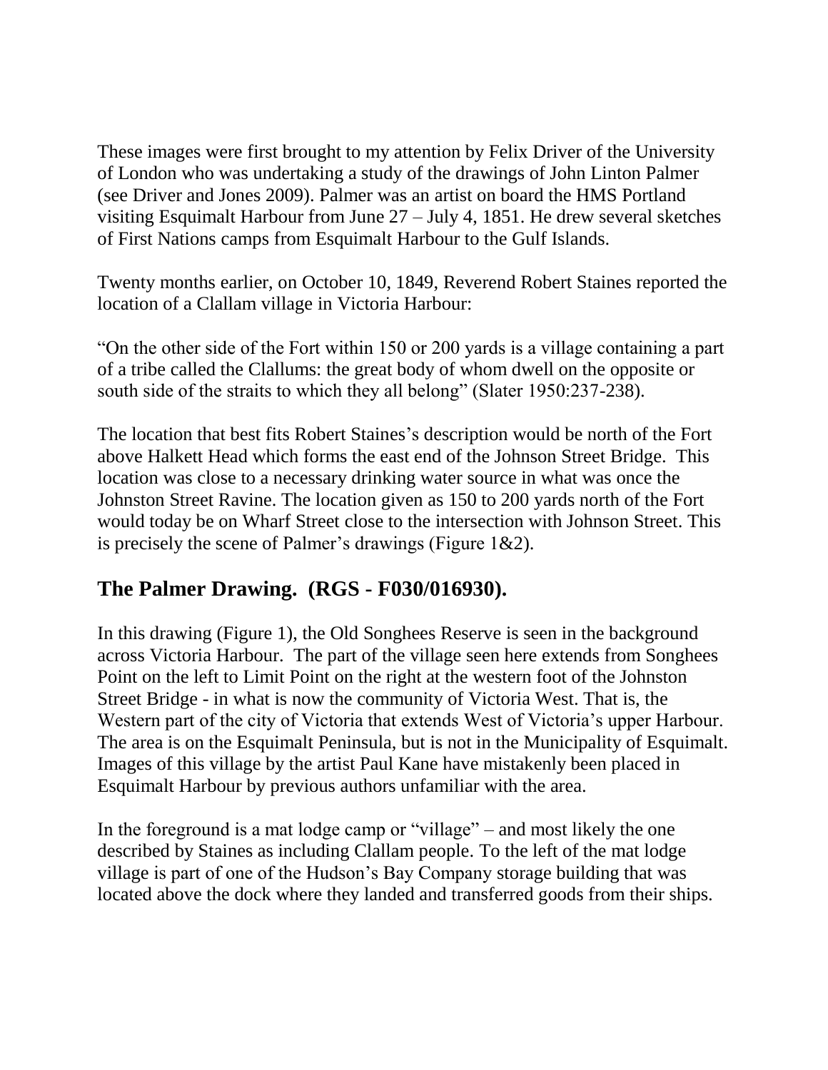These images were first brought to my attention by Felix Driver of the University of London who was undertaking a study of the drawings of John Linton Palmer (see Driver and Jones 2009). Palmer was an artist on board the HMS Portland visiting Esquimalt Harbour from June 27 – July 4, 1851. He drew several sketches of First Nations camps from Esquimalt Harbour to the Gulf Islands.

Twenty months earlier, on October 10, 1849, Reverend Robert Staines reported the location of a Clallam village in Victoria Harbour:

"On the other side of the Fort within 150 or 200 yards is a village containing a part of a tribe called the Clallums: the great body of whom dwell on the opposite or south side of the straits to which they all belong" (Slater 1950:237-238).

The location that best fits Robert Staines's description would be north of the Fort above Halkett Head which forms the east end of the Johnson Street Bridge. This location was close to a necessary drinking water source in what was once the Johnston Street Ravine. The location given as 150 to 200 yards north of the Fort would today be on Wharf Street close to the intersection with Johnson Street. This is precisely the scene of Palmer's drawings (Figure 1&2).

## The Palmer Drawing. (RGS - F030/016930).

In this drawing (Figure 1), the Old Songhees Reserve is seen in the background across Victoria Harbour. The part of the village seen here extends from Songhees Point on the left to Limit Point on the right at the western foot of the Johnston Street Bridge - in what is now the community of Victoria West. That is, the Western part of the city of Victoria that extends West of Victoria's upper Harbour. The area is on the Esquimalt Peninsula, but is not in the Municipality of Esquimalt. Images of this village by the artist Paul Kane have mistakenly been placed in Esquimalt Harbour by previous authors unfamiliar with the area.

In the foreground is a mat lodge camp or "village" – and most likely the one described by Staines as including Clallam people. To the left of the mat lodge village is part of one of the Hudson's Bay Company storage building that was located above the dock where they landed and transferred goods from their ships.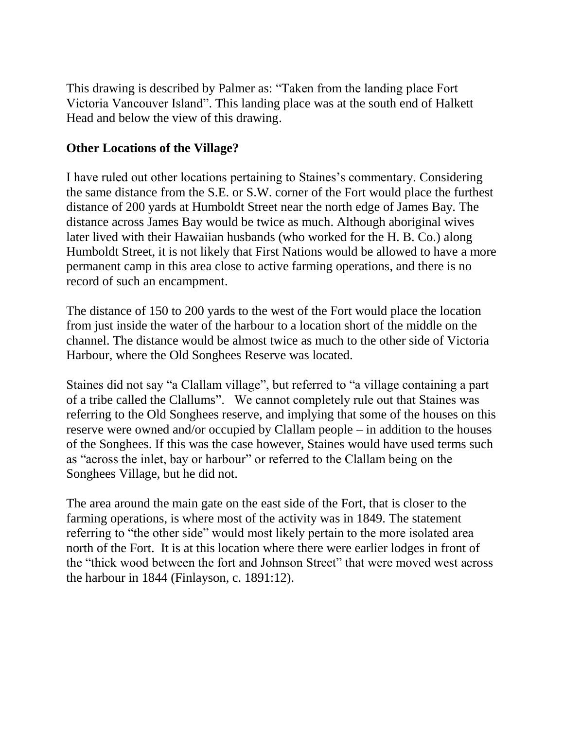This drawing is described by Palmer as: "Taken from the landing place Fort Victoria Vancouver Island". This landing place was at the south end of Halkett Head and below the view of this drawing.

## Other Locations of the Village?

I have ruled out other locations pertaining to Staines's commentary. Considering the same distance from the S.E. or S.W. corner of the Fort would place the furthest distance of 200 yards at Humboldt Street near the north edge of James Bay. The distance across James Bay would be twice as much. Although aboriginal wives later lived with their Hawaiian husbands (who worked for the H. B. Co.) along Humboldt Street, it is not likely that First Nations would be allowed to have a more permanent camp in this area close to active farming operations, and there is no record of such an encampment.

The distance of 150 to 200 yards to the west of the Fort would place the location from just inside the water of the harbour to a location short of the middle on the channel. The distance would be almost twice as much to the other side of Victoria Harbour, where the Old Songhees Reserve was located.

Staines did not say "a Clallam village", but referred to "a village containing a part of a tribe called the Clallums". We cannot completely rule out that Staines was referring to the Old Songhees reserve, and implying that some of the houses on this reserve were owned and/or occupied by Clallam people – in addition to the houses of the Songhees. If this was the case however, Staines would have used terms such as "across the inlet, bay or harbour" or referred to the Clallam being on the Songhees Village, but he did not.

The area around the main gate on the east side of the Fort, that is closer to the farming operations, is where most of the activity was in 1849. The statement referring to "the other side" would most likely pertain to the more isolated area north of the Fort. It is at this location where there were earlier lodges in front of the "thick wood between the fort and Johnson Street" that were moved west across the harbour in 1844 (Finlayson, c. 1891:12).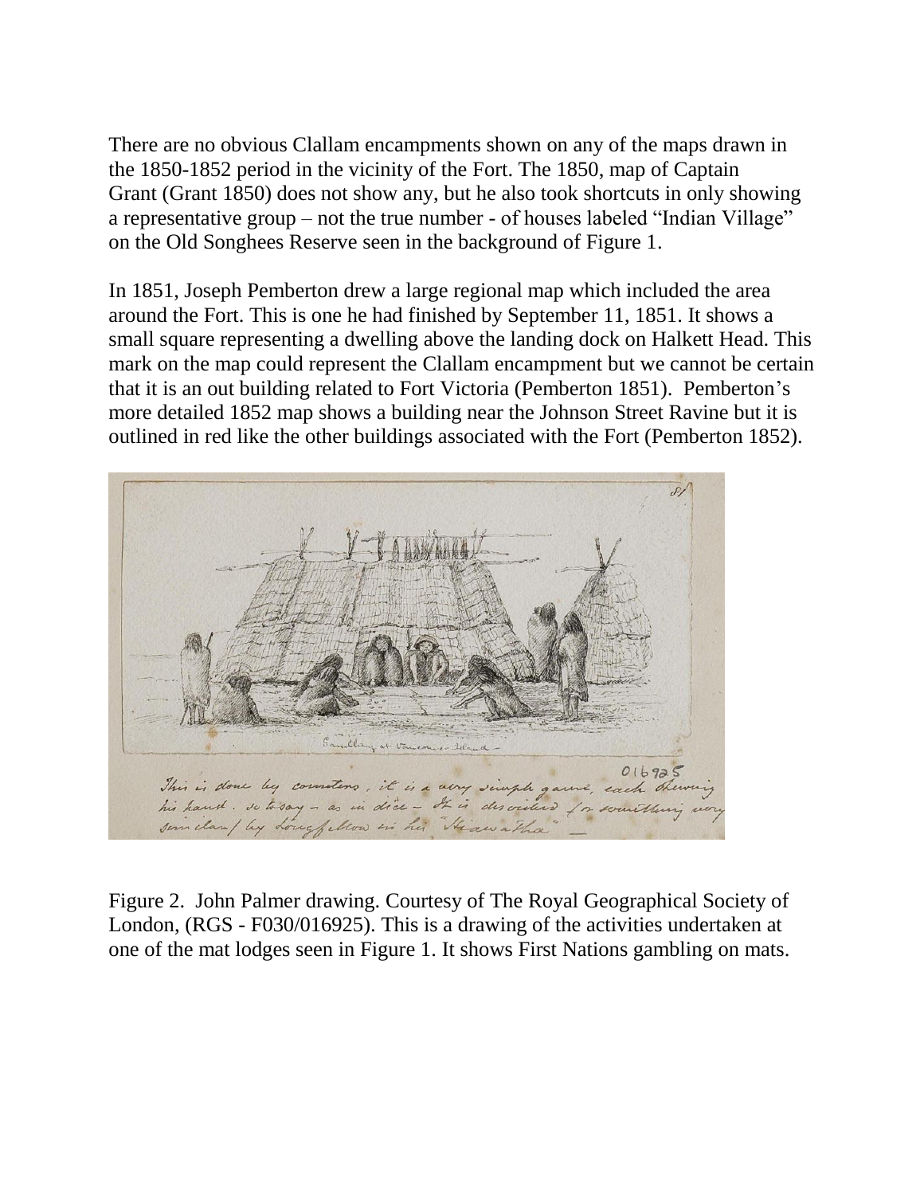There are no obvious Clallam encampments shown on any of the maps drawn in the 1850-1852 period in the vicinity of the Fort. The 1850, map of Captain Grant (Grant 1850) does not show any, but he also took shortcuts in only showing a representative group – not the true number - of houses labeled "Indian Village" on the Old Songhees Reserve seen in the background of Figure 1.

In 1851, Joseph Pemberton drew a large regional map which included the area around the Fort. This is one he had finished by September 11, 1851. It shows a small square representing a dwelling above the landing dock on Halkett Head. This mark on the map could represent the Clallam encampment but we cannot be certain that it is an out building related to Fort Victoria (Pemberton 1851). Pemberton's more detailed 1852 map shows a building near the Johnson Street Ravine but it is outlined in red like the other buildings associated with the Fort (Pemberton 1852).

Figure 2. John Palmer drawing. Courtesy of The Royal Geographical Society of London, (RGS - F030/016925). This is a drawing of the activities undertaken at one of the mat lodges seen in Figure 1. It shows First Nations gambling on mats.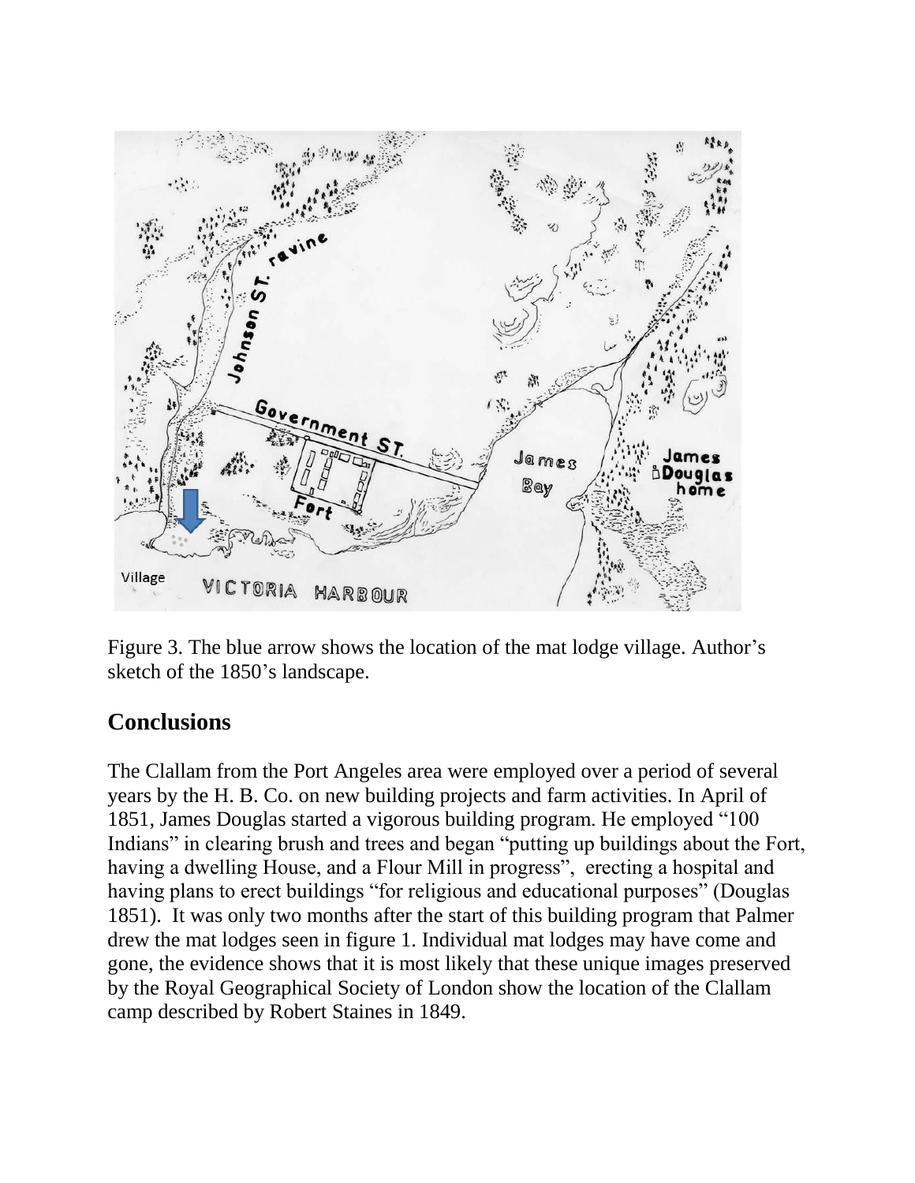Figure 3. The blue arrow shows the location of the mat lodge village. Author's sketch of the 1850's landscape.

## Conclusions

The Clallam from the Port Angeles area were employed over a period of several years by the H. B. Co. on new building projects and farm activities. In April of 1851, James Douglas started a vigorous building program. He employed "100 Indians" in clearing brush and trees and began "putting up buildings about the Fort, having a dwelling House, and a Flour Mill in progress", erecting a hospital and having plans to erect buildings "for religious and educational purposes" (Douglas 1851). It was only two months after the start of this building program that Palmer drew the mat lodges seen in figure 1. Individual mat lodges may have come and gone, the evidence shows that it is most likely that these unique images preserved by the Royal Geographical Society of London show the location of the Clallam camp described by Robert Staines in 1849.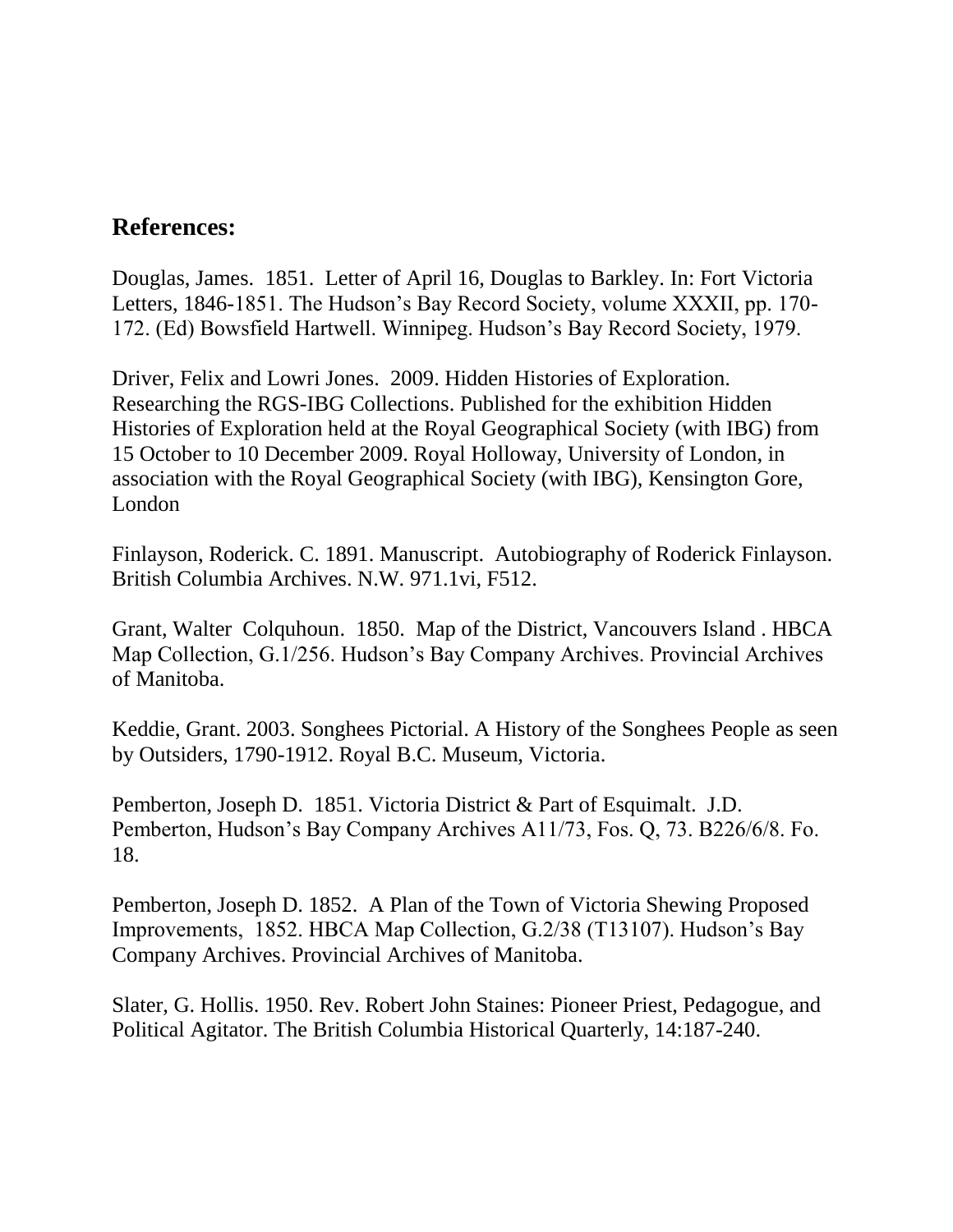## References:

Douglas, James. 1851. Letter of April 16, Douglas to Barkley. In: Fort Victoria Letters, 1846-1851. The Hudson's Bay Record Society, volume XXXII, pp. 170-172. (Ed) Bowsfield Hartwell. Winnipeg. Hudson's Bay Record Society, 1979.

Driver, Felix and Lowri Jones. 2009. Hidden Histories of Exploration. Researching the RGS-IBG Collections. Published for the exhibition Hidden Histories of Exploration held at the Royal Geographical Society (with IBG) from 15 October to 10 December 2009. Royal Holloway, University of London, in association with the Royal Geographical Society (with IBG), Kensington Gore, London

Finlayson, Roderick. C. 1891. Manuscript. Autobiography of Roderick Finlayson. British Columbia Archives. N.W. 971.1vi, F512.

Grant, Walter Colquhoun. 1850. Map of the District, Vancouvers Island . HBCA Map Collection, G.1/256. Hudson's Bay Company Archives. Provincial Archives of Manitoba.

Keddie, Grant. 2003. Songhees Pictorial. A History of the Songhees People as seen by Outsiders, 1790-1912. Royal B.C. Museum, Victoria.

Pemberton, Joseph D. 1851. Victoria District & Part of Esquimalt. J.D. Pemberton, Hudson's Bay Company Archives A11/73, Fos. Q, 73. B226/6/8. Fo. 18.

Pemberton, Joseph D. 1852. A Plan of the Town of Victoria Shewing Proposed Improvements, 1852. HBCA Map Collection, G.2/38 (T13107). Hudson's Bay Company Archives. Provincial Archives of Manitoba.

Slater, G. Hollis. 1950. Rev. Robert John Staines: Pioneer Priest, Pedagogue, and Political Agitator. The British Columbia Historical Quarterly, 14:187-240.